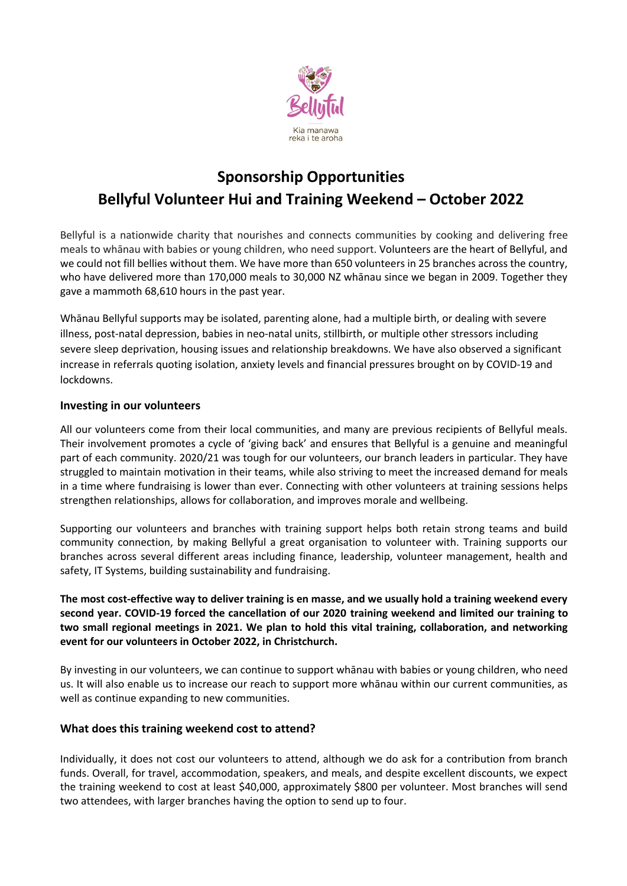Kia manawa reka i te aroha

# Sponsorship Opportunities
# Bellyful Volunteer Hui and Training Weekend – October 2022

Bellyful is a nationwide charity that nourishes and connects communities by cooking and delivering free meals to whānau with babies or young children, who need support. Volunteers are the heart of Bellyful, and we could not fill bellies without them. We have more than 650 volunteers in 25 branches across the country, who have delivered more than 170,000 meals to 30,000 NZ whānau since we began in 2009. Together they gave a mammoth 68,610 hours in the past year.

Whānau Bellyful supports may be isolated, parenting alone, had a multiple birth, or dealing with severe illness, post-natal depression, babies in neo-natal units, stillbirth, or multiple other stressors including severe sleep deprivation, housing issues and relationship breakdowns. We have also observed a significant increase in referrals quoting isolation, anxiety levels and financial pressures brought on by COVID-19 and lockdowns.

### Investing in our volunteers

All our volunteers come from their local communities, and many are previous recipients of Bellyful meals. Their involvement promotes a cycle of 'giving back' and ensures that Bellyful is a genuine and meaningful part of each community. 2020/21 was tough for our volunteers, our branch leaders in particular. They have struggled to maintain motivation in their teams, while also striving to meet the increased demand for meals in a time where fundraising is lower than ever. Connecting with other volunteers at training sessions helps strengthen relationships, allows for collaboration, and improves morale and wellbeing.

Supporting our volunteers and branches with training support helps both retain strong teams and build community connection, by making Bellyful a great organisation to volunteer with. Training supports our branches across several different areas including finance, leadership, volunteer management, health and safety, IT Systems, building sustainability and fundraising.

**The most cost-effective way to deliver training is en masse, and we usually hold a training weekend every second year. COVID-19 forced the cancellation of our 2020 training weekend and limited our training to two small regional meetings in 2021. We plan to hold this vital training, collaboration, and networking event for our volunteers in October 2022, in Christchurch.**

By investing in our volunteers, we can continue to support whānau with babies or young children, who need us. It will also enable us to increase our reach to support more whānau within our current communities, as well as continue expanding to new communities.

### What does this training weekend cost to attend?

Individually, it does not cost our volunteers to attend, although we do ask for a contribution from branch funds. Overall, for travel, accommodation, speakers, and meals, and despite excellent discounts, we expect the training weekend to cost at least $40,000, approximately $800 per volunteer. Most branches will send two attendees, with larger branches having the option to send up to four.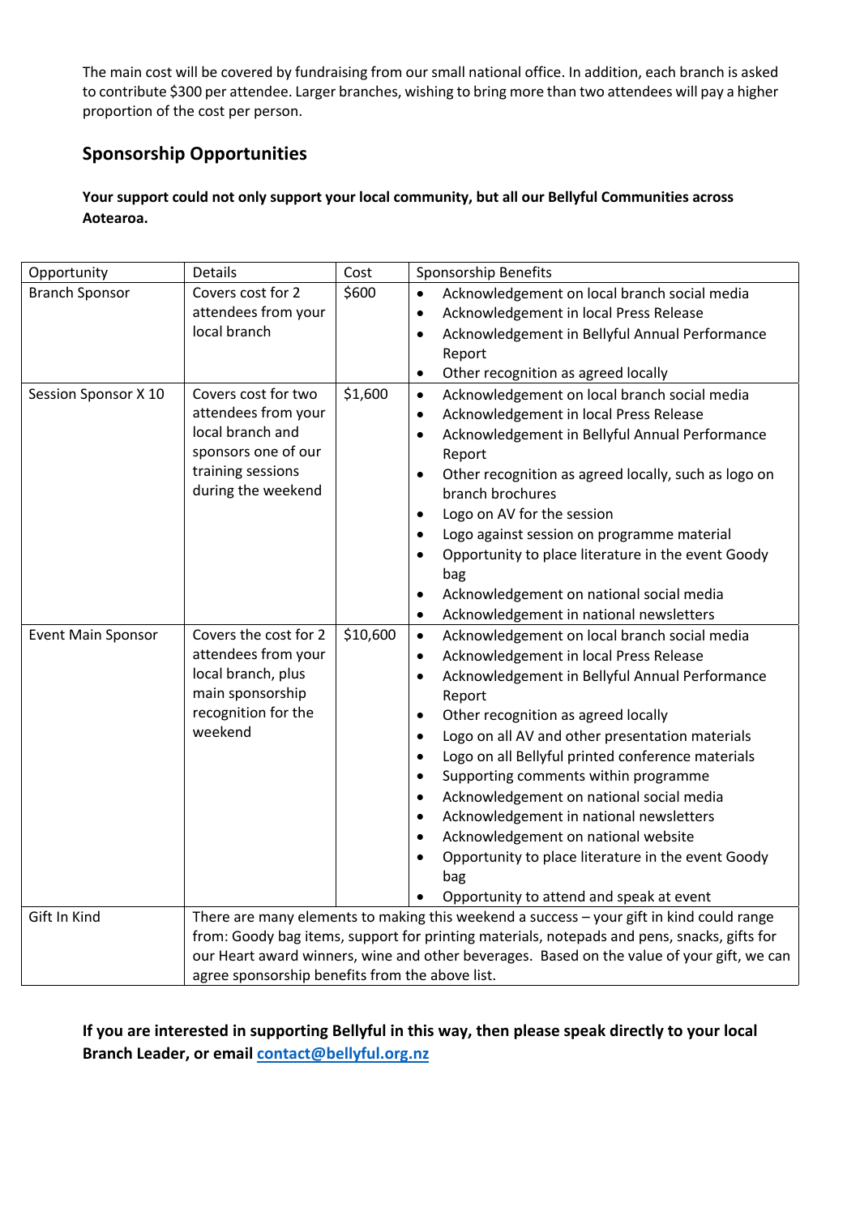The main cost will be covered by fundraising from our small national office. In addition, each branch is asked to contribute $300 per attendee. Larger branches, wishing to bring more than two attendees will pay a higher proportion of the cost per person.

## Sponsorship Opportunities

**Your support could not only support your local community, but all our Bellyful Communities across Aotearoa.**

| Opportunity | Details | Cost | Sponsorship Benefits |
|---|---|---|---|
| Branch Sponsor | Covers cost for 2 attendees from your local branch | $600 | • Acknowledgement on local branch social media<br>• Acknowledgement in local Press Release<br>• Acknowledgement in Bellyful Annual Performance Report<br>• Other recognition as agreed locally |
| Session Sponsor X 10 | Covers cost for two attendees from your local branch and sponsors one of our training sessions during the weekend | $1,600 | • Acknowledgement on local branch social media<br>• Acknowledgement in local Press Release<br>• Acknowledgement in Bellyful Annual Performance Report<br>• Other recognition as agreed locally, such as logo on branch brochures<br>• Logo on AV for the session<br>• Logo against session on programme material<br>• Opportunity to place literature in the event Goody bag<br>• Acknowledgement on national social media<br>• Acknowledgement in national newsletters |
| Event Main Sponsor | Covers the cost for 2 attendees from your local branch, plus main sponsorship recognition for the weekend | $10,600 | • Acknowledgement on local branch social media<br>• Acknowledgement in local Press Release<br>• Acknowledgement in Bellyful Annual Performance Report<br>• Other recognition as agreed locally<br>• Logo on all AV and other presentation materials<br>• Logo on all Bellyful printed conference materials<br>• Supporting comments within programme<br>• Acknowledgement on national social media<br>• Acknowledgement in national newsletters<br>• Acknowledgement on national website<br>• Opportunity to place literature in the event Goody bag<br>• Opportunity to attend and speak at event |
| Gift In Kind | There are many elements to making this weekend a success – your gift in kind could range from: Goody bag items, support for printing materials, notepads and pens, snacks, gifts for our Heart award winners, wine and other beverages. Based on the value of your gift, we can agree sponsorship benefits from the above list. | | |

**If you are interested in supporting Bellyful in this way, then please speak directly to your local Branch Leader, or email contact@bellyful.org.nz**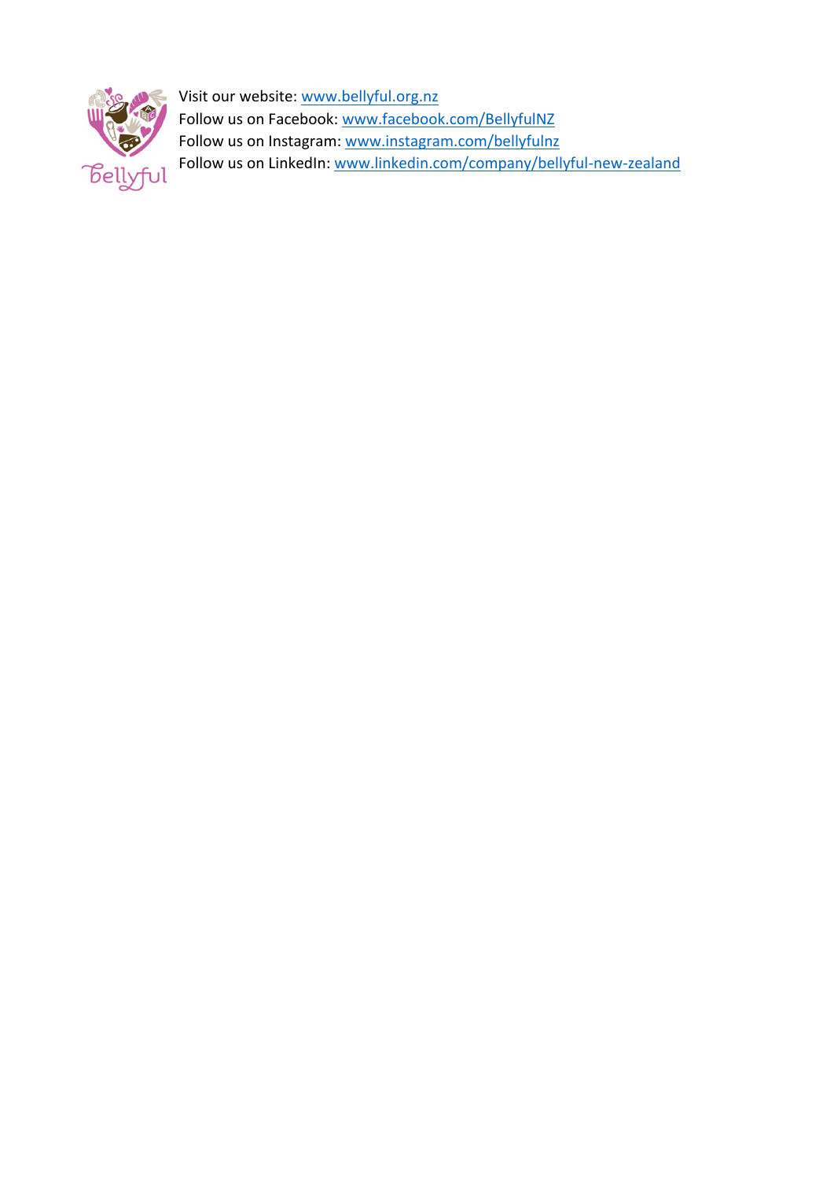Visit our website: [www.bellyful.org.nz](http://www.bellyful.org.nz)
Follow us on Facebook: [www.facebook.com/BellyfulNZ](http://www.facebook.com/BellyfulNZ)
Follow us on Instagram: [www.instagram.com/bellyfulnz](http://www.instagram.com/bellyfulnz)
Follow us on LinkedIn: [www.linkedin.com/company/bellyful-new-zealand](http://www.linkedin.com/company/bellyful-new-zealand)